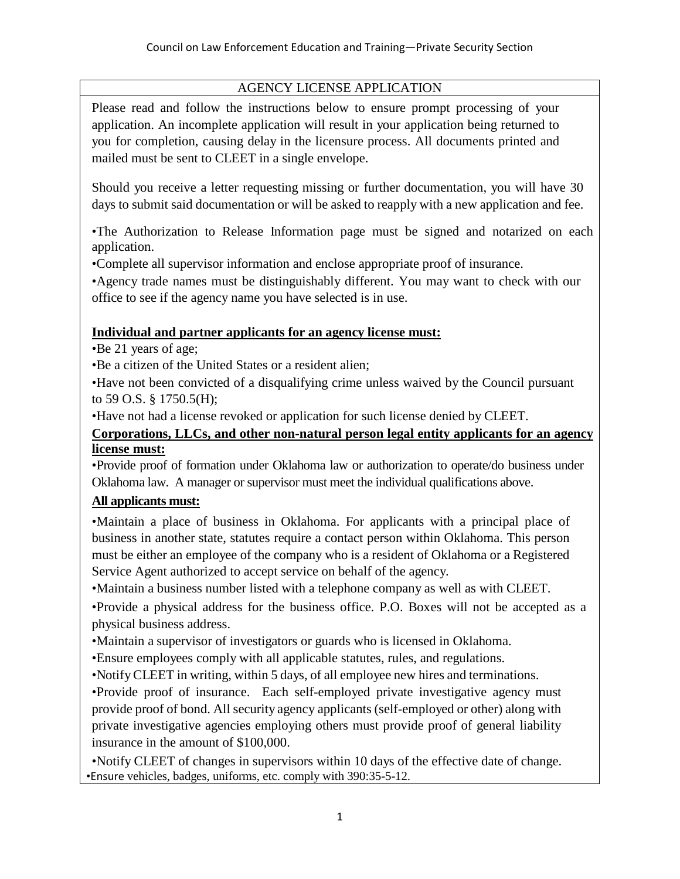Council on Law Enforcement Education and Training—Private Security Section

# AGENCY LICENSE APPLICATION

Please read and follow the instructions below to ensure prompt processing of your application. An incomplete application will result in your application being returned to you for completion, causing delay in the licensure process. All documents printed and mailed must be sent to CLEET in a single envelope.

Should you receive a letter requesting missing or further documentation, you will have 30 days to submit said documentation or will be asked to reapply with a new application and fee.

- The Authorization to Release Information page must be signed and notarized on each application.
- Complete all supervisor information and enclose appropriate proof of insurance.
- Agency trade names must be distinguishably different. You may want to check with our office to see if the agency name you have selected is in use.

**Individual and partner applicants for an agency license must:**

- Be 21 years of age;
- Be a citizen of the United States or a resident alien;
- Have not been convicted of a disqualifying crime unless waived by the Council pursuant to 59 O.S. § 1750.5(H);
- Have not had a license revoked or application for such license denied by CLEET.

**Corporations, LLCs, and other non-natural person legal entity applicants for an agency license must:**

- Provide proof of formation under Oklahoma law or authorization to operate/do business under Oklahoma law. A manager or supervisor must meet the individual qualifications above.

**All applicants must:**

- Maintain a place of business in Oklahoma. For applicants with a principal place of business in another state, statutes require a contact person within Oklahoma. This person must be either an employee of the company who is a resident of Oklahoma or a Registered Service Agent authorized to accept service on behalf of the agency.
- Maintain a business number listed with a telephone company as well as with CLEET.
- Provide a physical address for the business office. P.O. Boxes will not be accepted as a physical business address.
- Maintain a supervisor of investigators or guards who is licensed in Oklahoma.
- Ensure employees comply with all applicable statutes, rules, and regulations.
- Notify CLEET in writing, within 5 days, of all employee new hires and terminations.
- Provide proof of insurance. Each self-employed private investigative agency must provide proof of bond. All security agency applicants (self-employed or other) along with private investigative agencies employing others must provide proof of general liability insurance in the amount of $100,000.
- Notify CLEET of changes in supervisors within 10 days of the effective date of change.
- Ensure vehicles, badges, uniforms, etc. comply with 390:35-5-12.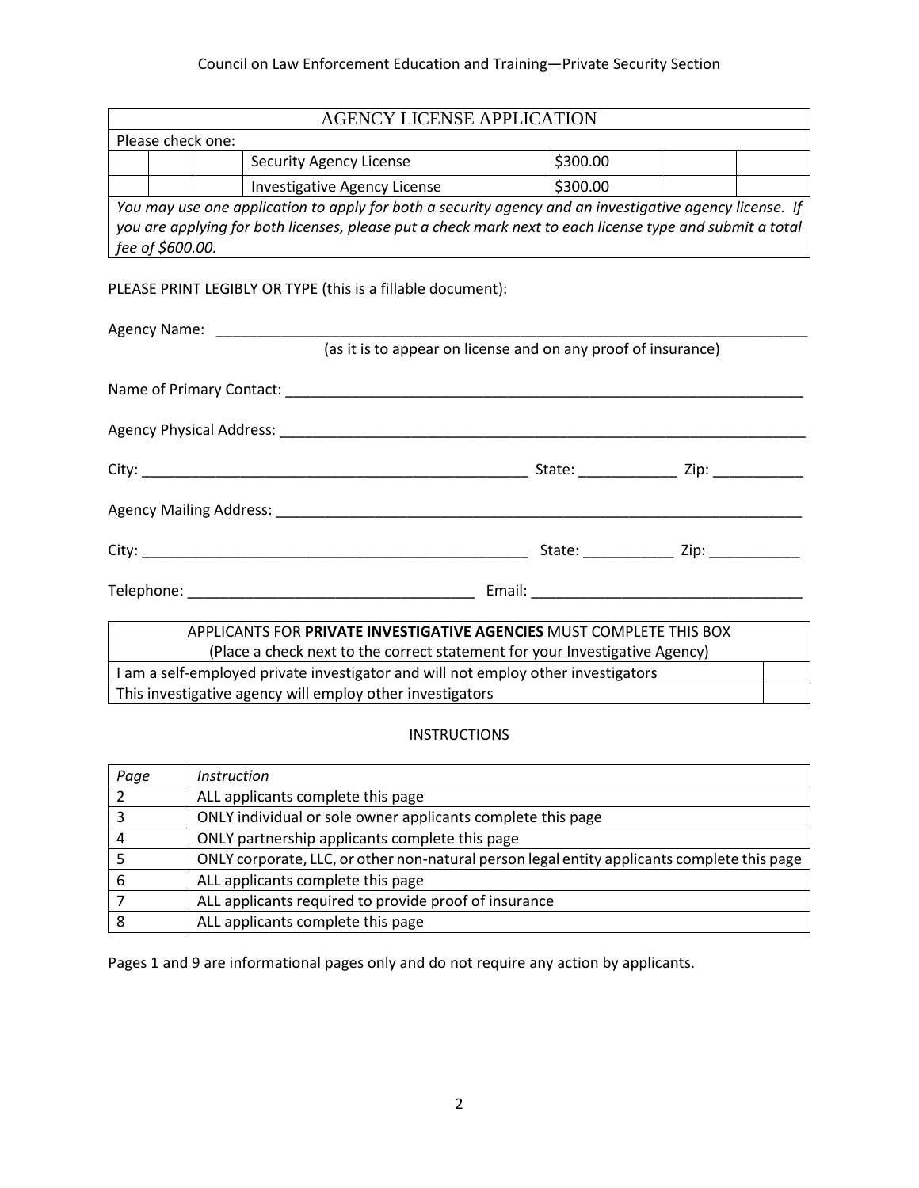Council on Law Enforcement Education and Training—Private Security Section

# AGENCY LICENSE APPLICATION

| Please check one: | | | | | | |
|---|---|---|---|---|---|---|
| | | | Security Agency License | $300.00 | | |
| | | | Investigative Agency License | $300.00 | | |

*You may use one application to apply for both a security agency and an investigative agency license. If you are applying for both licenses, please put a check mark next to each license type and submit a total fee of $600.00.*

PLEASE PRINT LEGIBLY OR TYPE (this is a fillable document):

Agency Name: ___________________________________________________________________________
(as it is to appear on license and on any proof of insurance)

Name of Primary Contact: _________________________________________________________________

Agency Physical Address: _________________________________________________________________

City: _______________________________________________ State: ____________ Zip: ___________

Agency Mailing Address: _________________________________________________________________

City: _______________________________________________ State: ___________ Zip: ___________

Telephone: __________________________________ Email: _________________________________

| APPLICANTS FOR **PRIVATE INVESTIGATIVE AGENCIES** MUST COMPLETE THIS BOX (Place a check next to the correct statement for your Investigative Agency) | |
|---|---|
| I am a self-employed private investigator and will not employ other investigators | |
| This investigative agency will employ other investigators | |

## INSTRUCTIONS

| *Page* | *Instruction* |
|---|---|
| 2 | ALL applicants complete this page |
| 3 | ONLY individual or sole owner applicants complete this page |
| 4 | ONLY partnership applicants complete this page |
| 5 | ONLY corporate, LLC, or other non-natural person legal entity applicants complete this page |
| 6 | ALL applicants complete this page |
| 7 | ALL applicants required to provide proof of insurance |
| 8 | ALL applicants complete this page |

Pages 1 and 9 are informational pages only and do not require any action by applicants.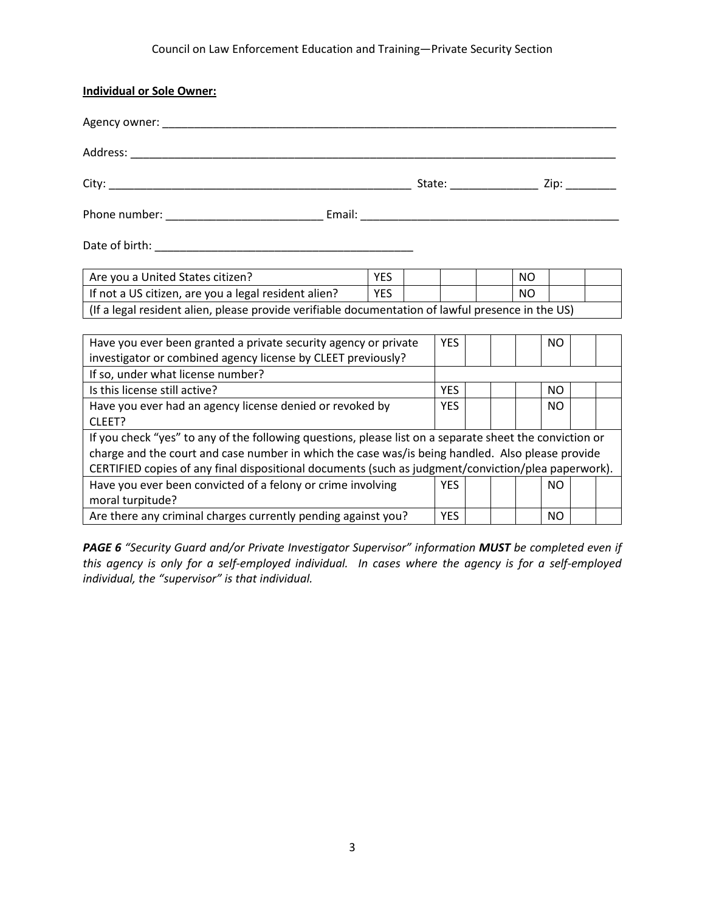**Individual or Sole Owner:**

Agency owner: ___________________________________________________________________________

Address: _______________________________________________________________________________

City: ________________________________________________ State: ______________ Zip: ________

Phone number: _________________________ Email: __________________________________________

Date of birth: __________________________________________

| Are you a United States citizen? | YES | | | | NO | | |
|---|---|---|---|---|---|---|---|
| If not a US citizen, are you a legal resident alien? | YES | | | | NO | | |
| (If a legal resident alien, please provide verifiable documentation of lawful presence in the US) | | | | | | | |

| Have you ever been granted a private security agency or private investigator or combined agency license by CLEET previously? | YES | | | | NO | | |
|---|---|---|---|---|---|---|---|
| If so, under what license number? | | | | | | | |
| Is this license still active? | YES | | | | NO | | |
| Have you ever had an agency license denied or revoked by CLEET? | YES | | | | NO | | |
| If you check "yes" to any of the following questions, please list on a separate sheet the conviction or charge and the court and case number in which the case was/is being handled. Also please provide CERTIFIED copies of any final dispositional documents (such as judgment/conviction/plea paperwork). | | | | | | | |
| Have you ever been convicted of a felony or crime involving moral turpitude? | YES | | | | NO | | |
| Are there any criminal charges currently pending against you? | YES | | | | NO | | |

***PAGE 6** "Security Guard and/or Private Investigator Supervisor" information **MUST** be completed even if this agency is only for a self-employed individual. In cases where the agency is for a self-employed individual, the "supervisor" is that individual.*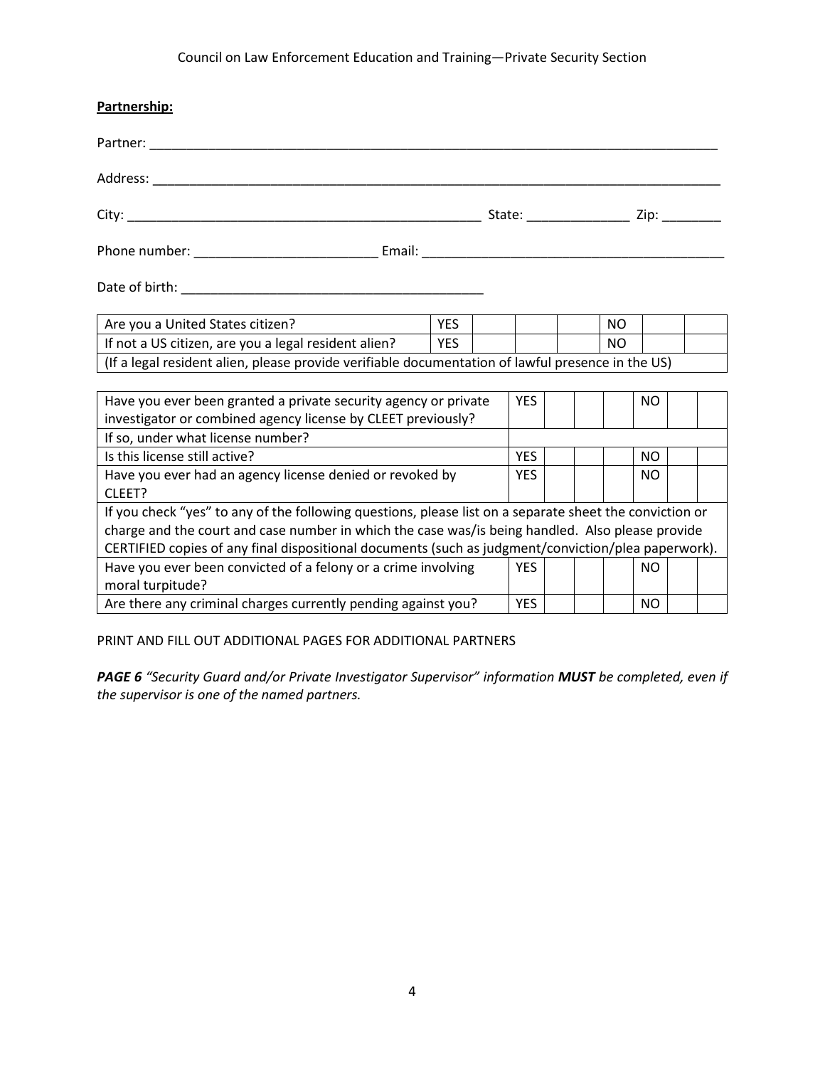**Partnership:**

Partner: ___________________________________________________________________________

Address: ___________________________________________________________________________

City: ______________________________________________ State: _____________ Zip: ________

Phone number: ________________________ Email: ________________________________________

Date of birth: ________________________________________

| Are you a United States citizen? | YES | | | | NO | | |
|---|---|---|---|---|---|---|---|
| If not a US citizen, are you a legal resident alien? | YES | | | | NO | | |
| (If a legal resident alien, please provide verifiable documentation of lawful presence in the US) | | | | | | | |

| Have you ever been granted a private security agency or private investigator or combined agency license by CLEET previously? | YES | | | | NO | | |
|---|---|---|---|---|---|---|---|
| If so, under what license number? | | | | | | | |
| Is this license still active? | YES | | | | NO | | |
| Have you ever had an agency license denied or revoked by CLEET? | YES | | | | NO | | |
| If you check "yes" to any of the following questions, please list on a separate sheet the conviction or charge and the court and case number in which the case was/is being handled. Also please provide CERTIFIED copies of any final dispositional documents (such as judgment/conviction/plea paperwork). | | | | | | | |
| Have you ever been convicted of a felony or a crime involving moral turpitude? | YES | | | | NO | | |
| Are there any criminal charges currently pending against you? | YES | | | | NO | | |

PRINT AND FILL OUT ADDITIONAL PAGES FOR ADDITIONAL PARTNERS

***PAGE 6*** *"Security Guard and/or Private Investigator Supervisor" information* ***MUST*** *be completed, even if the supervisor is one of the named partners.*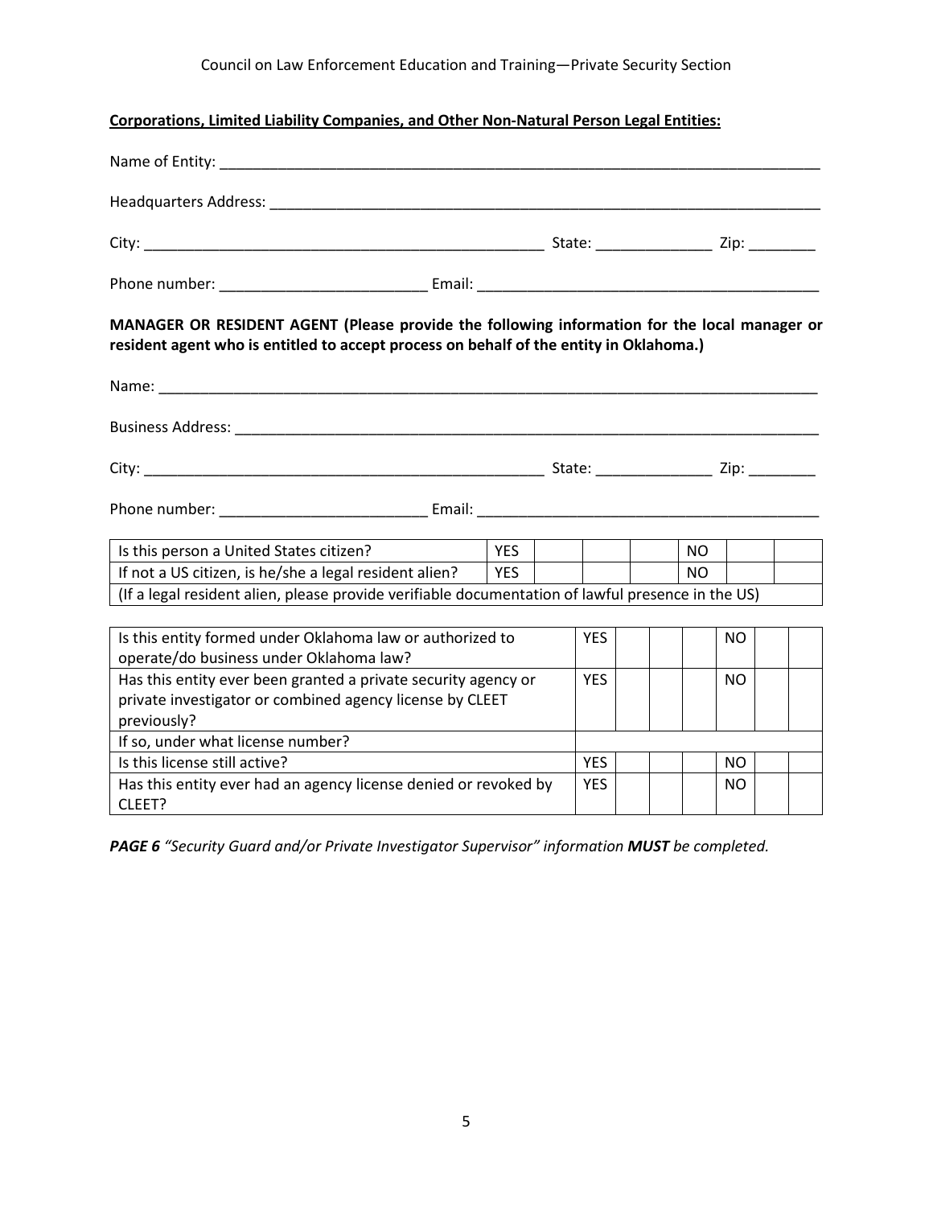**Corporations, Limited Liability Companies, and Other Non-Natural Person Legal Entities:**

Name of Entity: ___________________________________________________________________________

Headquarters Address: _____________________________________________________________________

City: _________________________________________________ State: ______________ Zip: ________

Phone number: _________________________ Email: ___________________________________________

**MANAGER OR RESIDENT AGENT (Please provide the following information for the local manager or resident agent who is entitled to accept process on behalf of the entity in Oklahoma.)**

Name: _____________________________________________________________________________________

Business Address: __________________________________________________________________________

City: _________________________________________________ State: ______________ Zip: ________

Phone number: _________________________ Email: ___________________________________________

| | | | | | | | |
|---|---|---|---|---|---|---|---|
| Is this person a United States citizen? | YES | | | | NO | | |
| If not a US citizen, is he/she a legal resident alien? | YES | | | | NO | | |
| (If a legal resident alien, please provide verifiable documentation of lawful presence in the US) | | | | | | | |

| | | | | | | | |
|---|---|---|---|---|---|---|---|
| Is this entity formed under Oklahoma law or authorized to operate/do business under Oklahoma law? | YES | | | | NO | | |
| Has this entity ever been granted a private security agency or private investigator or combined agency license by CLEET previously? | YES | | | | NO | | |
| If so, under what license number? | | | | | | | |
| Is this license still active? | YES | | | | NO | | |
| Has this entity ever had an agency license denied or revoked by CLEET? | YES | | | | NO | | |

***PAGE 6** "Security Guard and/or Private Investigator Supervisor" information **MUST** be completed.*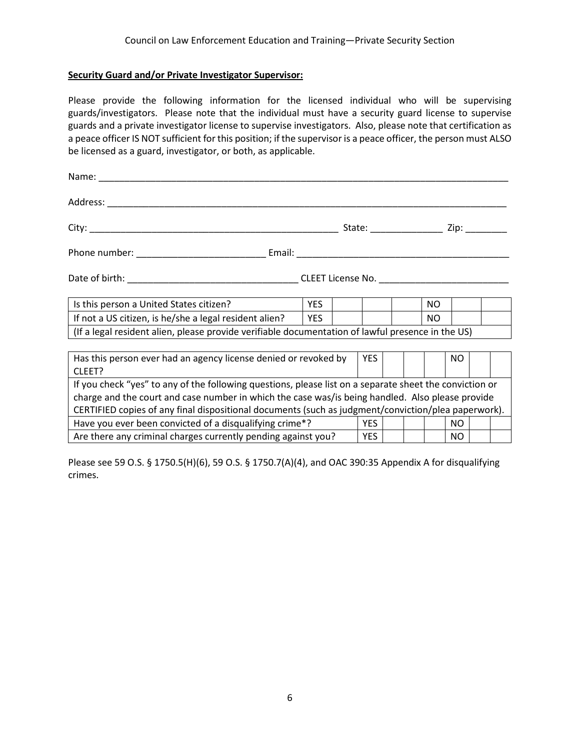**Security Guard and/or Private Investigator Supervisor:**

Please provide the following information for the licensed individual who will be supervising guards/investigators. Please note that the individual must have a security guard license to supervise guards and a private investigator license to supervise investigators. Also, please note that certification as a peace officer IS NOT sufficient for this position; if the supervisor is a peace officer, the person must ALSO be licensed as a guard, investigator, or both, as applicable.

Name: ___________________________________________________________________________

Address: _________________________________________________________________________

City: _____________________________________________ State: _____________ Zip: ________

Phone number: _______________________ Email: ______________________________________

Date of birth: ______________________________ CLEET License No. _______________________

| | | | | | | | |
|---|---|---|---|---|---|---|---|
| Is this person a United States citizen? | YES | | | | NO | | |
| If not a US citizen, is he/she a legal resident alien? | YES | | | | NO | | |
| (If a legal resident alien, please provide verifiable documentation of lawful presence in the US) | | | | | | | |

| | | | | | | | |
|---|---|---|---|---|---|---|---|
| Has this person ever had an agency license denied or revoked by CLEET? | YES | | | | NO | | |
| If you check "yes" to any of the following questions, please list on a separate sheet the conviction or charge and the court and case number in which the case was/is being handled. Also please provide CERTIFIED copies of any final dispositional documents (such as judgment/conviction/plea paperwork). | | | | | | | |
| Have you ever been convicted of a disqualifying crime*? | YES | | | | NO | | |
| Are there any criminal charges currently pending against you? | YES | | | | NO | | |

Please see 59 O.S. § 1750.5(H)(6), 59 O.S. § 1750.7(A)(4), and OAC 390:35 Appendix A for disqualifying crimes.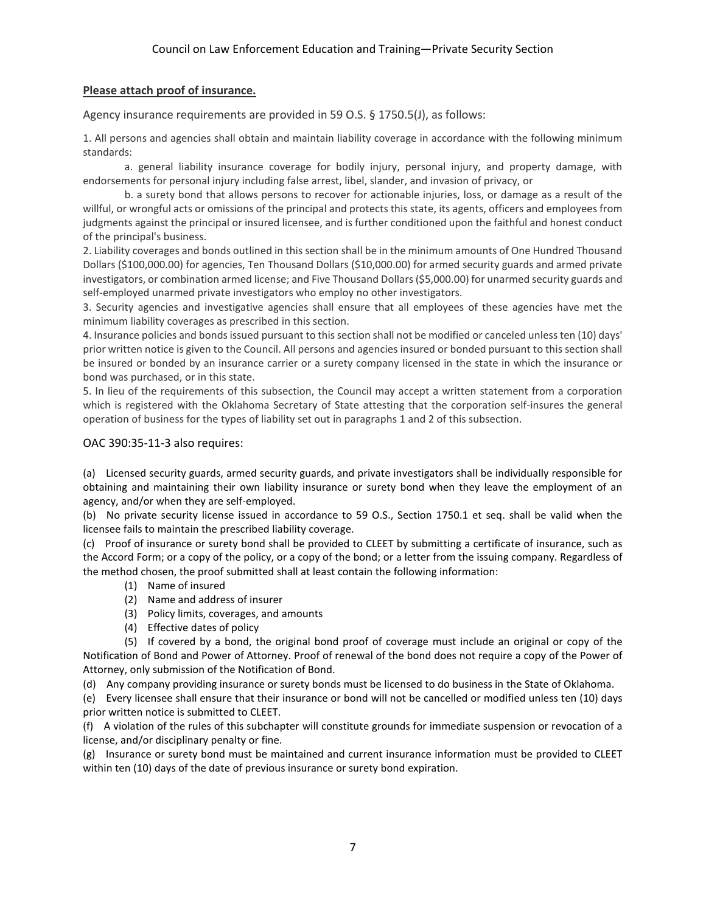**Please attach proof of insurance.**

Agency insurance requirements are provided in 59 O.S. § 1750.5(J), as follows:

1. All persons and agencies shall obtain and maintain liability coverage in accordance with the following minimum standards:

   a. general liability insurance coverage for bodily injury, personal injury, and property damage, with endorsements for personal injury including false arrest, libel, slander, and invasion of privacy, or

   b. a surety bond that allows persons to recover for actionable injuries, loss, or damage as a result of the willful, or wrongful acts or omissions of the principal and protects this state, its agents, officers and employees from judgments against the principal or insured licensee, and is further conditioned upon the faithful and honest conduct of the principal's business.

2. Liability coverages and bonds outlined in this section shall be in the minimum amounts of One Hundred Thousand Dollars ($100,000.00) for agencies, Ten Thousand Dollars ($10,000.00) for armed security guards and armed private investigators, or combination armed license; and Five Thousand Dollars ($5,000.00) for unarmed security guards and self-employed unarmed private investigators who employ no other investigators.

3. Security agencies and investigative agencies shall ensure that all employees of these agencies have met the minimum liability coverages as prescribed in this section.

4. Insurance policies and bonds issued pursuant to this section shall not be modified or canceled unless ten (10) days' prior written notice is given to the Council. All persons and agencies insured or bonded pursuant to this section shall be insured or bonded by an insurance carrier or a surety company licensed in the state in which the insurance or bond was purchased, or in this state.

5. In lieu of the requirements of this subsection, the Council may accept a written statement from a corporation which is registered with the Oklahoma Secretary of State attesting that the corporation self-insures the general operation of business for the types of liability set out in paragraphs 1 and 2 of this subsection.

OAC 390:35-11-3 also requires:

(a) Licensed security guards, armed security guards, and private investigators shall be individually responsible for obtaining and maintaining their own liability insurance or surety bond when they leave the employment of an agency, and/or when they are self-employed.

(b) No private security license issued in accordance to 59 O.S., Section 1750.1 et seq. shall be valid when the licensee fails to maintain the prescribed liability coverage.

(c) Proof of insurance or surety bond shall be provided to CLEET by submitting a certificate of insurance, such as the Accord Form; or a copy of the policy, or a copy of the bond; or a letter from the issuing company. Regardless of the method chosen, the proof submitted shall at least contain the following information:

   (1) Name of insured

   (2) Name and address of insurer

   (3) Policy limits, coverages, and amounts

   (4) Effective dates of policy

   (5) If covered by a bond, the original bond proof of coverage must include an original or copy of the Notification of Bond and Power of Attorney. Proof of renewal of the bond does not require a copy of the Power of Attorney, only submission of the Notification of Bond.

(d) Any company providing insurance or surety bonds must be licensed to do business in the State of Oklahoma.

(e) Every licensee shall ensure that their insurance or bond will not be cancelled or modified unless ten (10) days prior written notice is submitted to CLEET.

(f) A violation of the rules of this subchapter will constitute grounds for immediate suspension or revocation of a license, and/or disciplinary penalty or fine.

(g) Insurance or surety bond must be maintained and current insurance information must be provided to CLEET within ten (10) days of the date of previous insurance or surety bond expiration.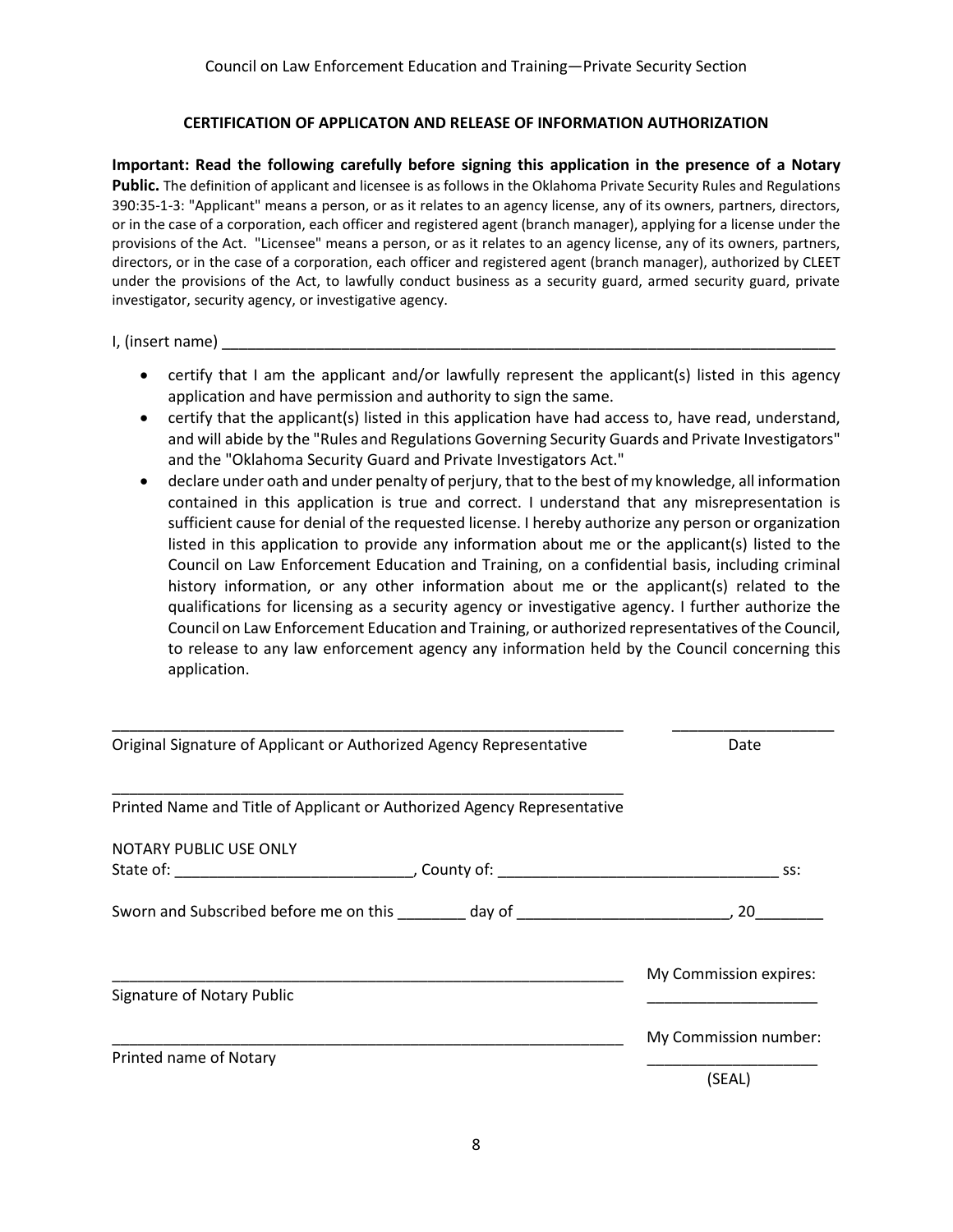## CERTIFICATION OF APPLICATON AND RELEASE OF INFORMATION AUTHORIZATION

**Important: Read the following carefully before signing this application in the presence of a Notary Public.** The definition of applicant and licensee is as follows in the Oklahoma Private Security Rules and Regulations 390:35-1-3: "Applicant" means a person, or as it relates to an agency license, any of its owners, partners, directors, or in the case of a corporation, each officer and registered agent (branch manager), applying for a license under the provisions of the Act. "Licensee" means a person, or as it relates to an agency license, any of its owners, partners, directors, or in the case of a corporation, each officer and registered agent (branch manager), authorized by CLEET under the provisions of the Act, to lawfully conduct business as a security guard, armed security guard, private investigator, security agency, or investigative agency.

I, (insert name) ___________________________________________________________________________

- certify that I am the applicant and/or lawfully represent the applicant(s) listed in this agency application and have permission and authority to sign the same.
- certify that the applicant(s) listed in this application have had access to, have read, understand, and will abide by the "Rules and Regulations Governing Security Guards and Private Investigators" and the "Oklahoma Security Guard and Private Investigators Act."
- declare under oath and under penalty of perjury, that to the best of my knowledge, all information contained in this application is true and correct. I understand that any misrepresentation is sufficient cause for denial of the requested license. I hereby authorize any person or organization listed in this application to provide any information about me or the applicant(s) listed to the Council on Law Enforcement Education and Training, on a confidential basis, including criminal history information, or any other information about me or the applicant(s) related to the qualifications for licensing as a security agency or investigative agency. I further authorize the Council on Law Enforcement Education and Training, or authorized representatives of the Council, to release to any law enforcement agency any information held by the Council concerning this application.

_______________________________________________________________ ___________________
Original Signature of Applicant or Authorized Agency Representative Date

_______________________________________________________________
Printed Name and Title of Applicant or Authorized Agency Representative

NOTARY PUBLIC USE ONLY
State of: ____________________________, County of: _________________________________ ss:

Sworn and Subscribed before me on this ________ day of _________________________, 20________

_______________________________________________________________ My Commission expires: ___________________
Signature of Notary Public

_______________________________________________________________ My Commission number: ___________________
Printed name of Notary

(SEAL)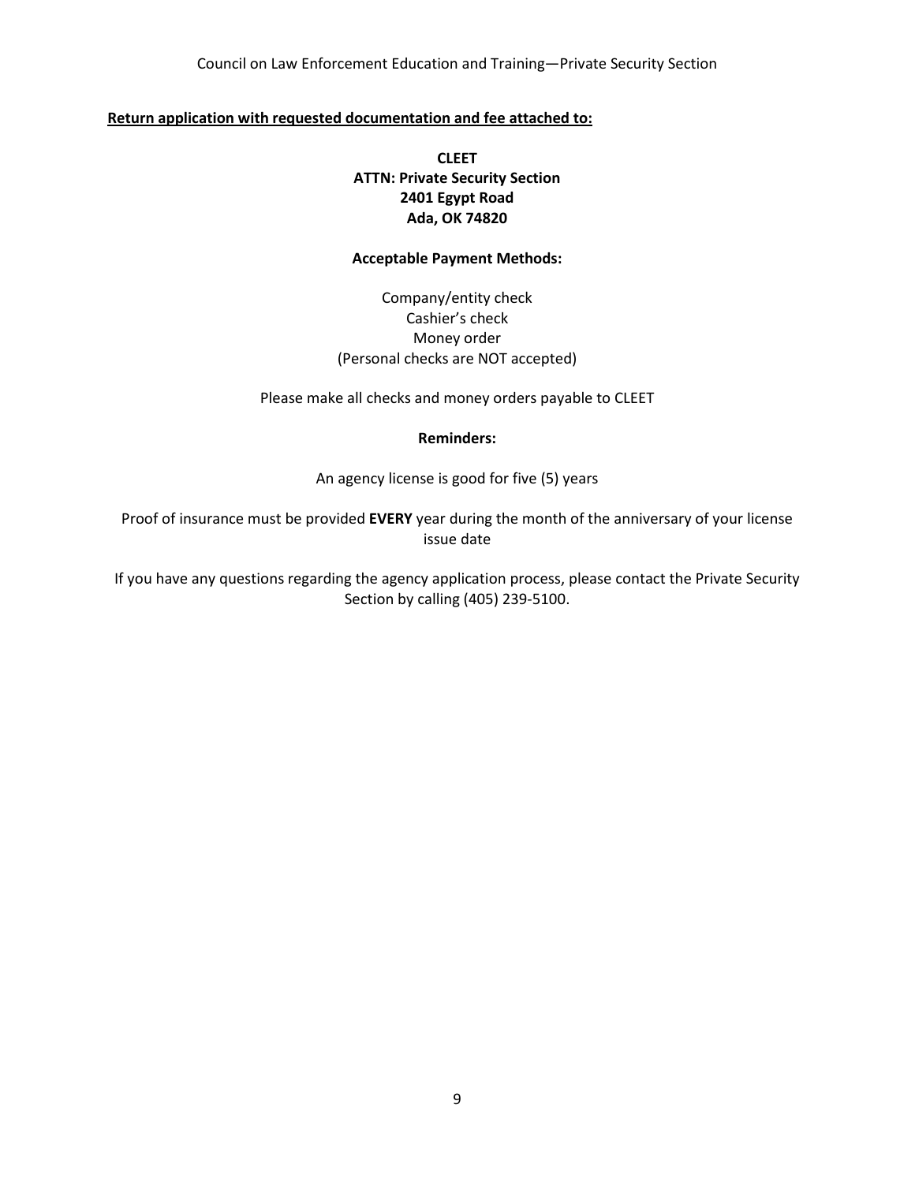**Return application with requested documentation and fee attached to:**

**CLEET**
**ATTN: Private Security Section**
**2401 Egypt Road**
**Ada, OK 74820**

**Acceptable Payment Methods:**

Company/entity check
Cashier's check
Money order
(Personal checks are NOT accepted)

Please make all checks and money orders payable to CLEET

**Reminders:**

An agency license is good for five (5) years

Proof of insurance must be provided **EVERY** year during the month of the anniversary of your license issue date

If you have any questions regarding the agency application process, please contact the Private Security Section by calling (405) 239-5100.